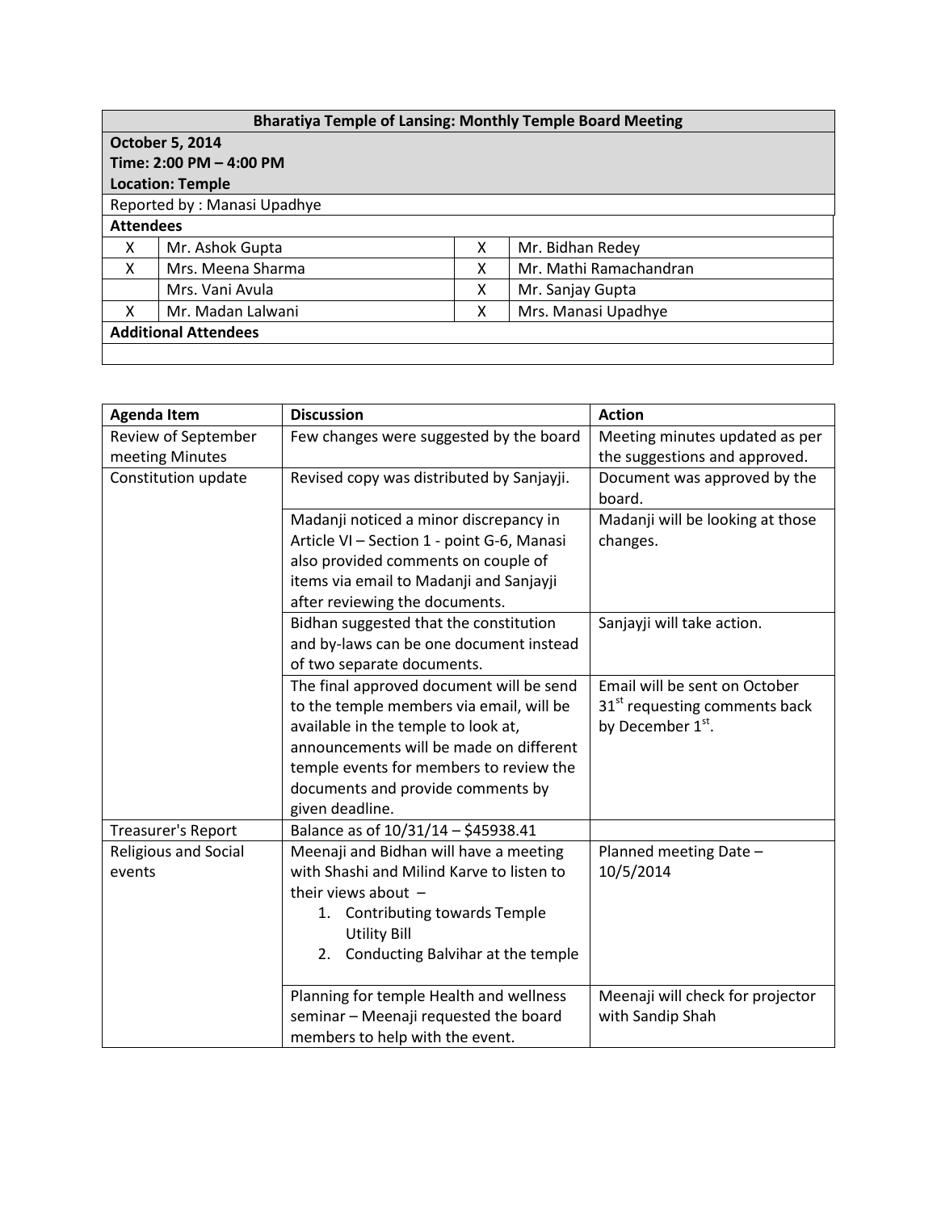| **Bharatiya Temple of Lansing: Monthly Temple Board Meeting** | | | |
|---|---|---|---|
| **October 5, 2014**<br>**Time: 2:00 PM – 4:00 PM**<br>**Location: Temple** | | | |
| Reported by : Manasi Upadhye | | | |
| **Attendees** | | | |
| X | Mr. Ashok Gupta | X | Mr. Bidhan Redey |
| X | Mrs. Meena Sharma | X | Mr. Mathi Ramachandran |
| | Mrs. Vani Avula | X | Mr. Sanjay Gupta |
| X | Mr. Madan Lalwani | X | Mrs. Manasi Upadhye |
| **Additional Attendees** | | | |
| | | | |

| **Agenda Item** | **Discussion** | **Action** |
|---|---|---|
| Review of September meeting Minutes | Few changes were suggested by the board | Meeting minutes updated as per the suggestions and approved. |
| Constitution update | Revised copy was distributed by Sanjayji. | Document was approved by the board. |
| | Madanji noticed a minor discrepancy in Article VI – Section 1 - point G-6, Manasi also provided comments on couple of items via email to Madanji and Sanjayji after reviewing the documents. | Madanji will be looking at those changes. |
| | Bidhan suggested that the constitution and by-laws can be one document instead of two separate documents. | Sanjayji will take action. |
| | The final approved document will be send to the temple members via email, will be available in the temple to look at, announcements will be made on different temple events for members to review the documents and provide comments by given deadline. | Email will be sent on October 31st requesting comments back by December 1st. |
| Treasurer's Report | Balance as of 10/31/14 – $45938.41 | |
| Religious and Social events | Meenaji and Bidhan will have a meeting with Shashi and Milind Karve to listen to their views about –<br>1. Contributing towards Temple Utility Bill<br>2. Conducting Balvihar at the temple | Planned meeting Date – 10/5/2014 |
| | Planning for temple Health and wellness seminar – Meenaji requested the board members to help with the event. | Meenaji will check for projector with Sandip Shah |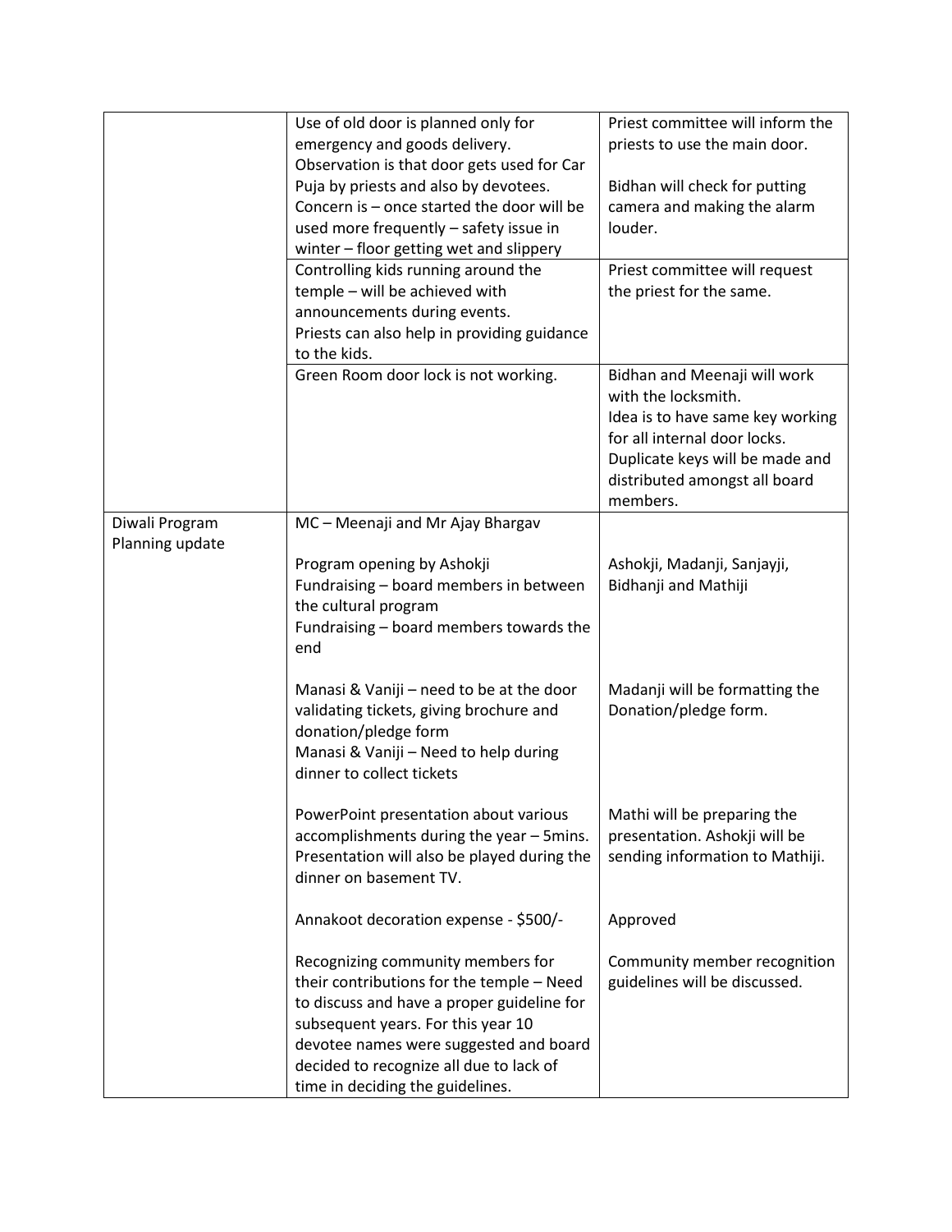| | | |
|---|---|---|
| | Use of old door is planned only for emergency and goods delivery.<br>Observation is that door gets used for Car Puja by priests and also by devotees.<br>Concern is – once started the door will be used more frequently – safety issue in winter – floor getting wet and slippery | Priest committee will inform the priests to use the main door.<br><br>Bidhan will check for putting camera and making the alarm louder. |
| | Controlling kids running around the temple – will be achieved with announcements during events.<br>Priests can also help in providing guidance to the kids. | Priest committee will request the priest for the same. |
| | Green Room door lock is not working. | Bidhan and Meenaji will work with the locksmith.<br>Idea is to have same key working for all internal door locks.<br>Duplicate keys will be made and distributed amongst all board members. |
| Diwali Program Planning update | MC – Meenaji and Mr Ajay Bhargav<br><br>Program opening by Ashokji<br>Fundraising – board members in between the cultural program<br>Fundraising – board members towards the end<br><br>Manasi & Vaniji – need to be at the door validating tickets, giving brochure and donation/pledge form<br>Manasi & Vaniji – Need to help during dinner to collect tickets<br><br>PowerPoint presentation about various accomplishments during the year – 5mins. Presentation will also be played during the dinner on basement TV.<br><br>Annakoot decoration expense - $500/-<br><br>Recognizing community members for their contributions for the temple – Need to discuss and have a proper guideline for subsequent years. For this year 10 devotee names were suggested and board decided to recognize all due to lack of time in deciding the guidelines. | <br><br>Ashokji, Madanji, Sanjayji, Bidhanji and Mathiji<br><br><br><br>Madanji will be formatting the Donation/pledge form.<br><br><br><br>Mathi will be preparing the presentation. Ashokji will be sending information to Mathiji.<br><br>Approved<br><br>Community member recognition guidelines will be discussed. |